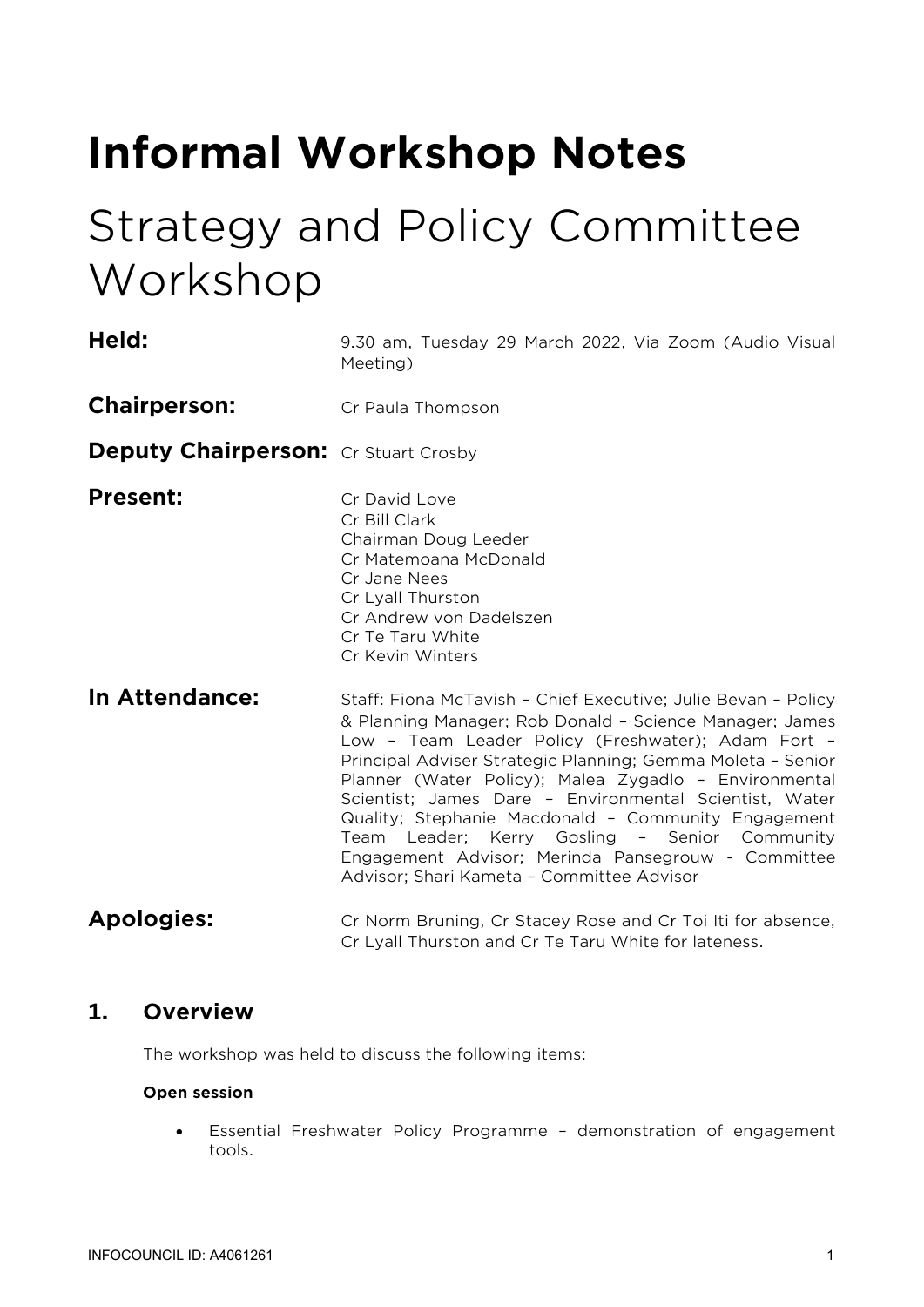# Informal Workshop Notes

## Strategy and Policy Committee Workshop

**Held:** 9.30 am, Tuesday 29 March 2022, Via Zoom (Audio Visual Meeting)

**Chairperson:** Cr Paula Thompson

**Deputy Chairperson:** Cr Stuart Crosby

**Present:**
Cr David Love
Cr Bill Clark
Chairman Doug Leeder
Cr Matemoana McDonald
Cr Jane Nees
Cr Lyall Thurston
Cr Andrew von Dadelszen
Cr Te Taru White
Cr Kevin Winters

**In Attendance:** Staff: Fiona McTavish – Chief Executive; Julie Bevan – Policy & Planning Manager; Rob Donald – Science Manager; James Low – Team Leader Policy (Freshwater); Adam Fort – Principal Adviser Strategic Planning; Gemma Moleta – Senior Planner (Water Policy); Malea Zygadlo – Environmental Scientist; James Dare – Environmental Scientist, Water Quality; Stephanie Macdonald – Community Engagement Team Leader; Kerry Gosling – Senior Community Engagement Advisor; Merinda Pansegrouw - Committee Advisor; Shari Kameta – Committee Advisor

**Apologies:** Cr Norm Bruning, Cr Stacey Rose and Cr Toi Iti for absence, Cr Lyall Thurston and Cr Te Taru White for lateness.

## 1. Overview

The workshop was held to discuss the following items:

**Open session**

- Essential Freshwater Policy Programme – demonstration of engagement tools.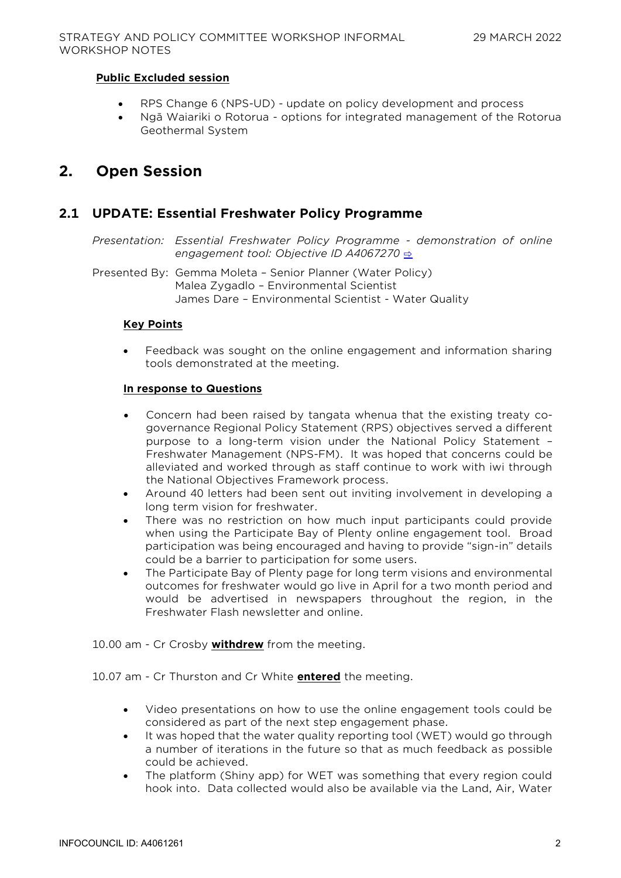**Public Excluded session**

- RPS Change 6 (NPS-UD) - update on policy development and process
- Ngā Waiariki o Rotorua - options for integrated management of the Rotorua Geothermal System

## 2. Open Session

### 2.1 UPDATE: Essential Freshwater Policy Programme

*Presentation: Essential Freshwater Policy Programme - demonstration of online engagement tool: Objective ID A4067270* ⇨

Presented By: Gemma Moleta – Senior Planner (Water Policy)
Malea Zygadlo – Environmental Scientist
James Dare – Environmental Scientist - Water Quality

**Key Points**

- Feedback was sought on the online engagement and information sharing tools demonstrated at the meeting.

**In response to Questions**

- Concern had been raised by tangata whenua that the existing treaty co-governance Regional Policy Statement (RPS) objectives served a different purpose to a long-term vision under the National Policy Statement – Freshwater Management (NPS-FM). It was hoped that concerns could be alleviated and worked through as staff continue to work with iwi through the National Objectives Framework process.
- Around 40 letters had been sent out inviting involvement in developing a long term vision for freshwater.
- There was no restriction on how much input participants could provide when using the Participate Bay of Plenty online engagement tool. Broad participation was being encouraged and having to provide "sign-in" details could be a barrier to participation for some users.
- The Participate Bay of Plenty page for long term visions and environmental outcomes for freshwater would go live in April for a two month period and would be advertised in newspapers throughout the region, in the Freshwater Flash newsletter and online.

10.00 am - Cr Crosby **withdrew** from the meeting.

10.07 am - Cr Thurston and Cr White **entered** the meeting.

- Video presentations on how to use the online engagement tools could be considered as part of the next step engagement phase.
- It was hoped that the water quality reporting tool (WET) would go through a number of iterations in the future so that as much feedback as possible could be achieved.
- The platform (Shiny app) for WET was something that every region could hook into. Data collected would also be available via the Land, Air, Water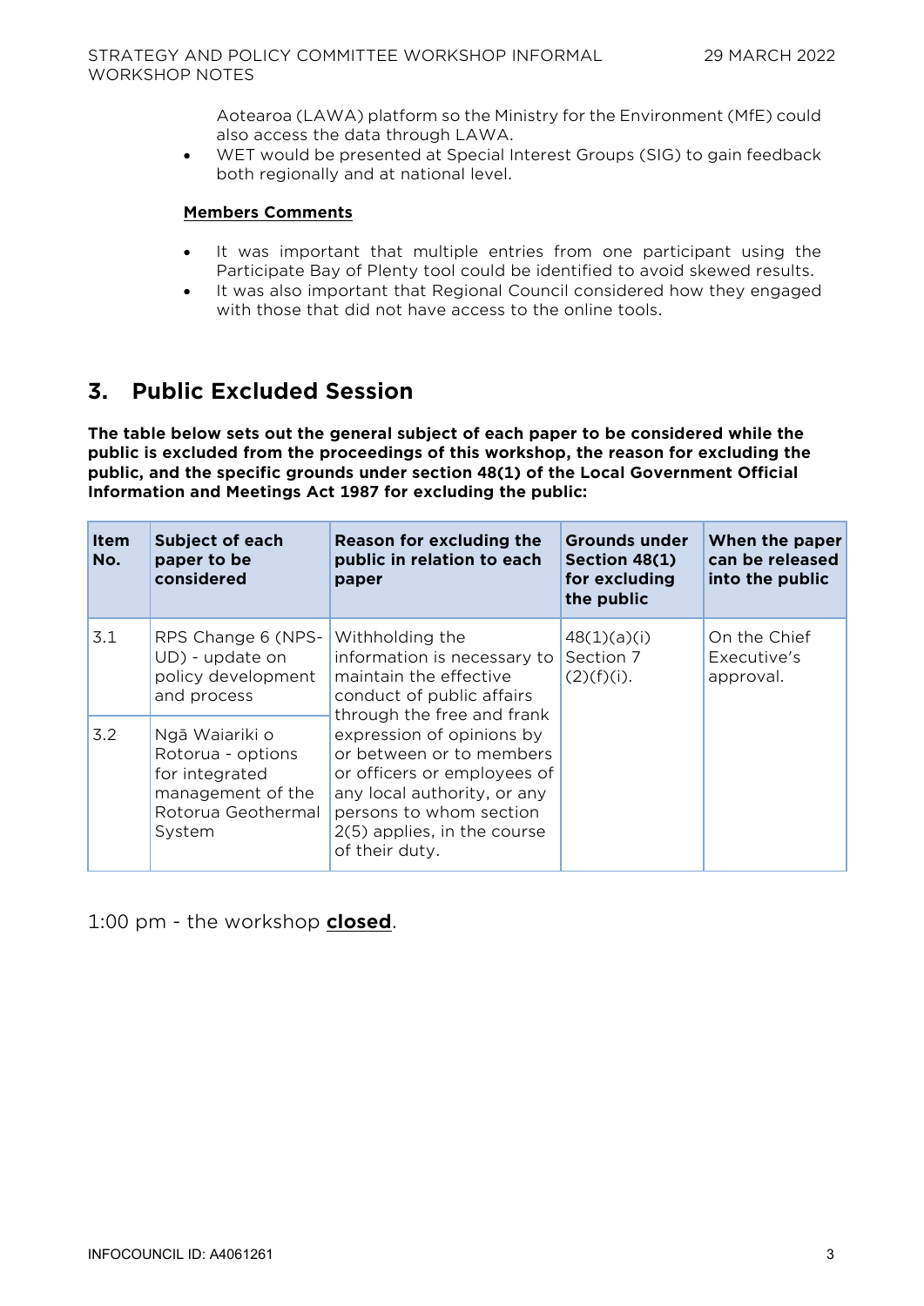Aotearoa (LAWA) platform so the Ministry for the Environment (MfE) could also access the data through LAWA.

- WET would be presented at Special Interest Groups (SIG) to gain feedback both regionally and at national level.

**Members Comments**

- It was important that multiple entries from one participant using the Participate Bay of Plenty tool could be identified to avoid skewed results.
- It was also important that Regional Council considered how they engaged with those that did not have access to the online tools.

## 3. Public Excluded Session

**The table below sets out the general subject of each paper to be considered while the public is excluded from the proceedings of this workshop, the reason for excluding the public, and the specific grounds under section 48(1) of the Local Government Official Information and Meetings Act 1987 for excluding the public:**

| Item No. | Subject of each paper to be considered | Reason for excluding the public in relation to each paper | Grounds under Section 48(1) for excluding the public | When the paper can be released into the public |
|---|---|---|---|---|
| 3.1 | RPS Change 6 (NPS-UD) - update on policy development and process | Withholding the information is necessary to maintain the effective conduct of public affairs through the free and frank expression of opinions by or between or to members or officers or employees of any local authority, or any persons to whom section 2(5) applies, in the course of their duty. | 48(1)(a)(i) Section 7 (2)(f)(i). | On the Chief Executive's approval. |
| 3.2 | Ngā Waiariki o Rotorua - options for integrated management of the Rotorua Geothermal System | | | |

1:00 pm - the workshop **closed**.